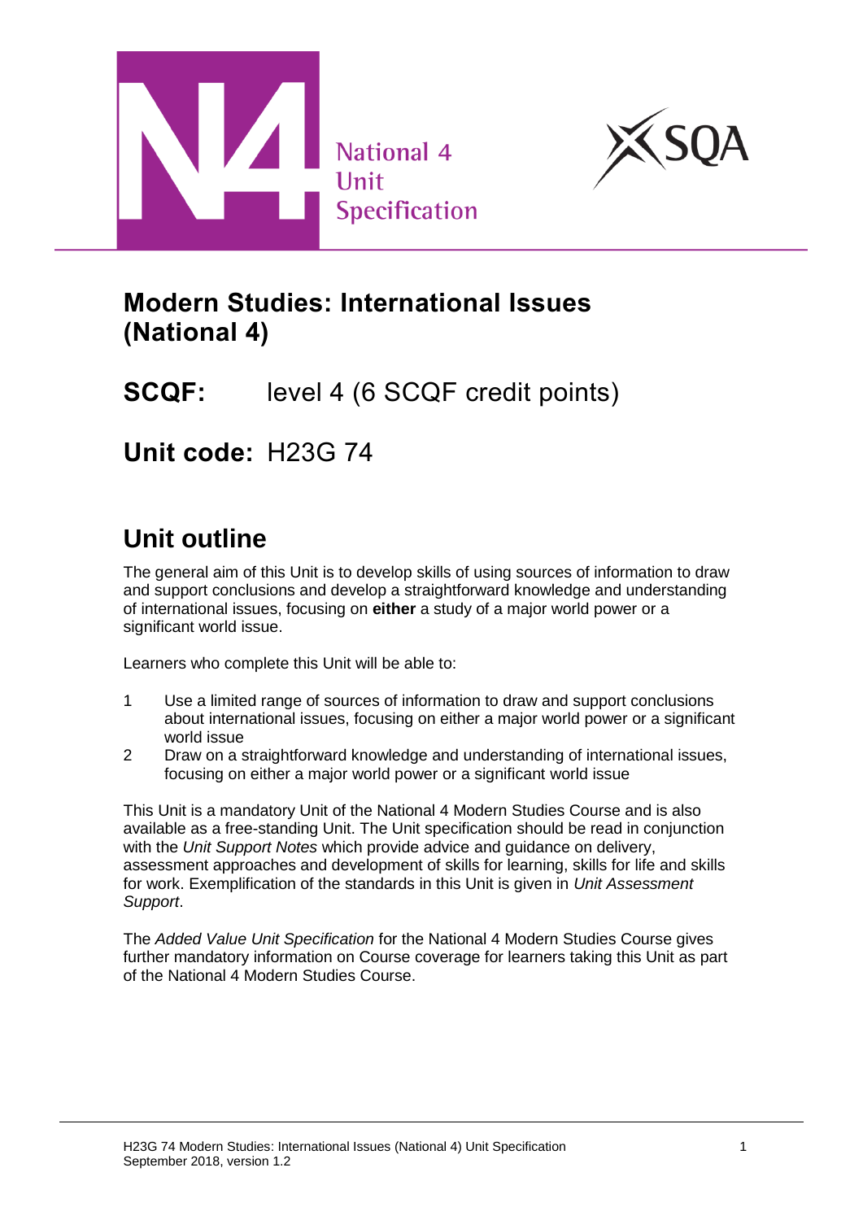National 4
Unit
Specification

# Modern Studies: International Issues (National 4)

**SCQF:** level 4 (6 SCQF credit points)

**Unit code:** H23G 74

## Unit outline

The general aim of this Unit is to develop skills of using sources of information to draw and support conclusions and develop a straightforward knowledge and understanding of international issues, focusing on **either** a study of a major world power or a significant world issue.

Learners who complete this Unit will be able to:

1. Use a limited range of sources of information to draw and support conclusions about international issues, focusing on either a major world power or a significant world issue
2. Draw on a straightforward knowledge and understanding of international issues, focusing on either a major world power or a significant world issue

This Unit is a mandatory Unit of the National 4 Modern Studies Course and is also available as a free-standing Unit. The Unit specification should be read in conjunction with the *Unit Support Notes* which provide advice and guidance on delivery, assessment approaches and development of skills for learning, skills for life and skills for work. Exemplification of the standards in this Unit is given in *Unit Assessment Support*.

The *Added Value Unit Specification* for the National 4 Modern Studies Course gives further mandatory information on Course coverage for learners taking this Unit as part of the National 4 Modern Studies Course.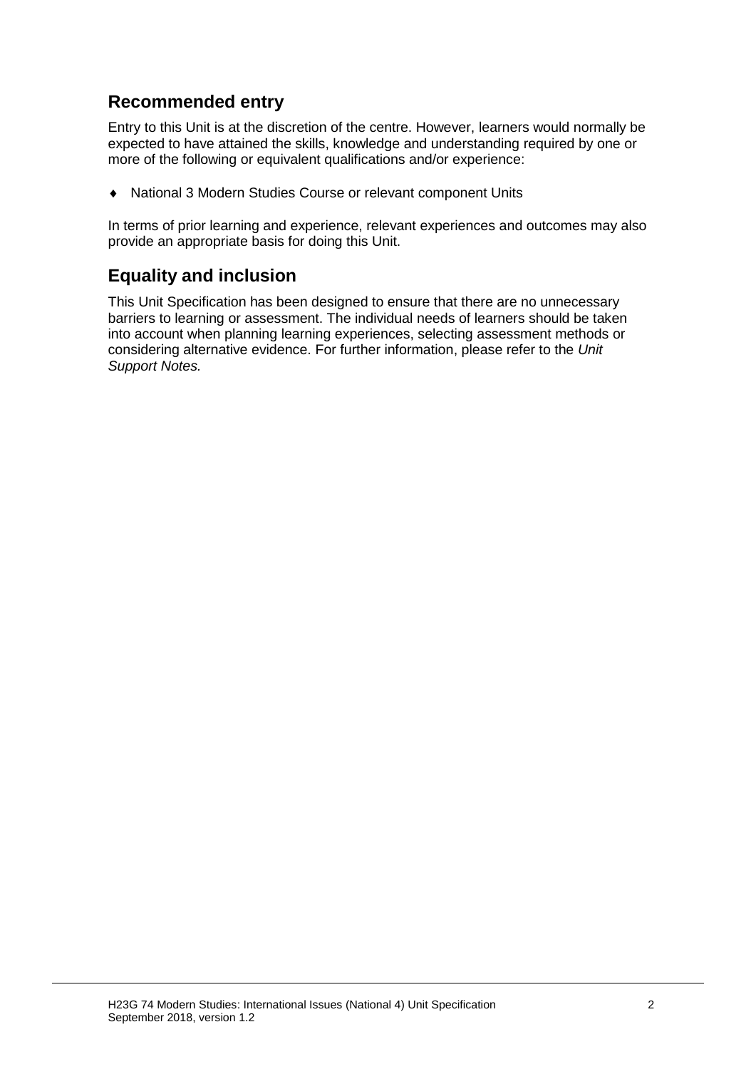## Recommended entry

Entry to this Unit is at the discretion of the centre. However, learners would normally be expected to have attained the skills, knowledge and understanding required by one or more of the following or equivalent qualifications and/or experience:

- National 3 Modern Studies Course or relevant component Units

In terms of prior learning and experience, relevant experiences and outcomes may also provide an appropriate basis for doing this Unit.

## Equality and inclusion

This Unit Specification has been designed to ensure that there are no unnecessary barriers to learning or assessment. The individual needs of learners should be taken into account when planning learning experiences, selecting assessment methods or considering alternative evidence. For further information, please refer to the *Unit Support Notes.*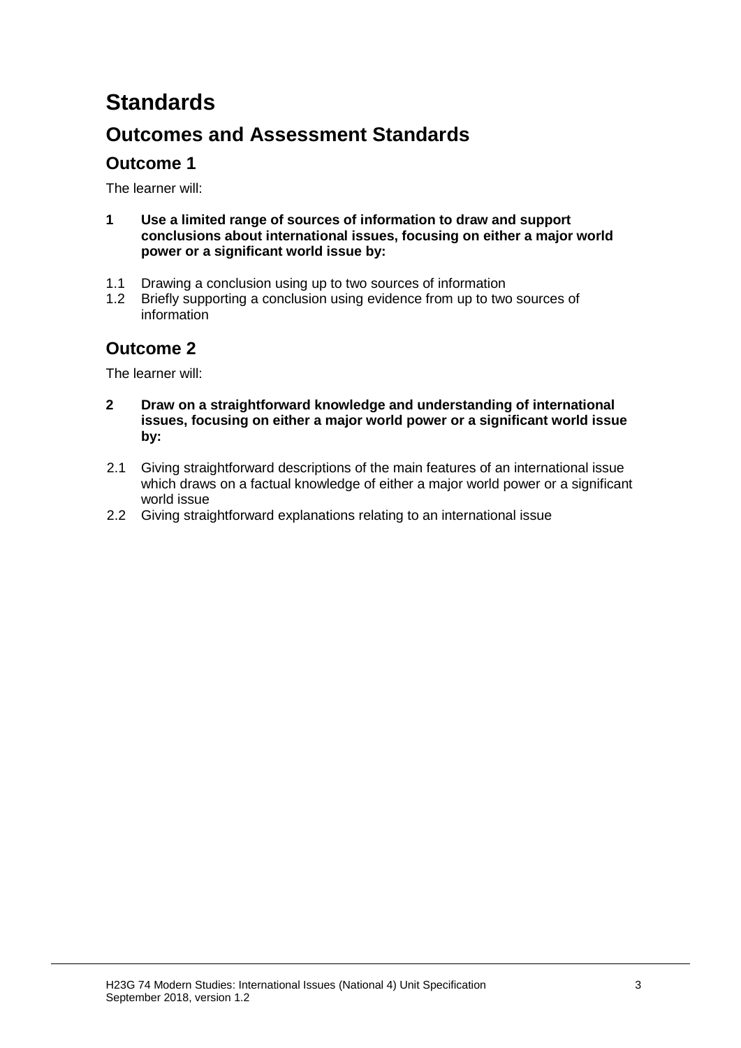# Standards

## Outcomes and Assessment Standards

### Outcome 1

The learner will:

**1 Use a limited range of sources of information to draw and support conclusions about international issues, focusing on either a major world power or a significant world issue by:**

1.1 Drawing a conclusion using up to two sources of information
1.2 Briefly supporting a conclusion using evidence from up to two sources of information

### Outcome 2

The learner will:

**2 Draw on a straightforward knowledge and understanding of international issues, focusing on either a major world power or a significant world issue by:**

2.1 Giving straightforward descriptions of the main features of an international issue which draws on a factual knowledge of either a major world power or a significant world issue
2.2 Giving straightforward explanations relating to an international issue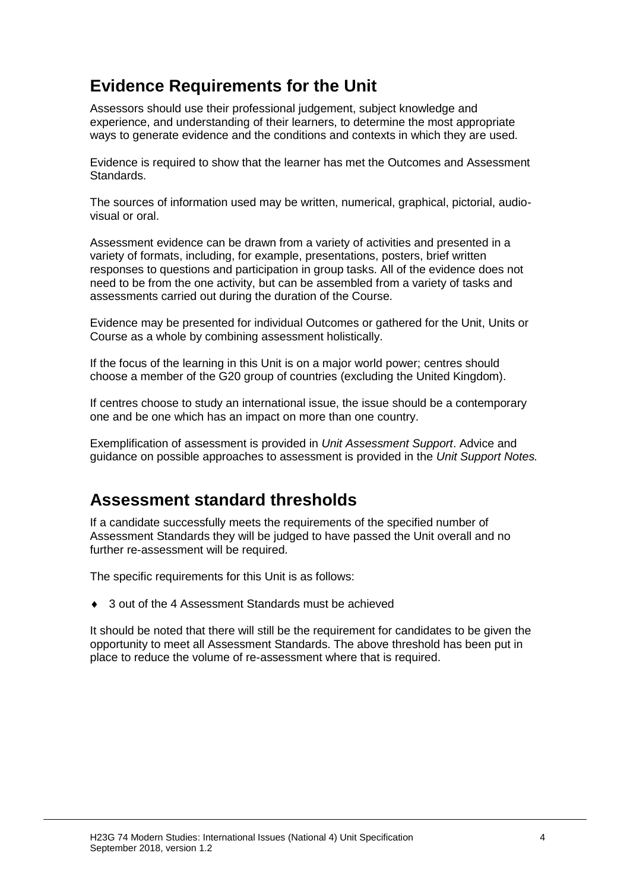## Evidence Requirements for the Unit

Assessors should use their professional judgement, subject knowledge and experience, and understanding of their learners, to determine the most appropriate ways to generate evidence and the conditions and contexts in which they are used.

Evidence is required to show that the learner has met the Outcomes and Assessment Standards.

The sources of information used may be written, numerical, graphical, pictorial, audio-visual or oral.

Assessment evidence can be drawn from a variety of activities and presented in a variety of formats, including, for example, presentations, posters, brief written responses to questions and participation in group tasks. All of the evidence does not need to be from the one activity, but can be assembled from a variety of tasks and assessments carried out during the duration of the Course.

Evidence may be presented for individual Outcomes or gathered for the Unit, Units or Course as a whole by combining assessment holistically.

If the focus of the learning in this Unit is on a major world power; centres should choose a member of the G20 group of countries (excluding the United Kingdom).

If centres choose to study an international issue, the issue should be a contemporary one and be one which has an impact on more than one country.

Exemplification of assessment is provided in *Unit Assessment Support*. Advice and guidance on possible approaches to assessment is provided in the *Unit Support Notes.*

## Assessment standard thresholds

If a candidate successfully meets the requirements of the specified number of Assessment Standards they will be judged to have passed the Unit overall and no further re-assessment will be required.

The specific requirements for this Unit is as follows:

- 3 out of the 4 Assessment Standards must be achieved

It should be noted that there will still be the requirement for candidates to be given the opportunity to meet all Assessment Standards. The above threshold has been put in place to reduce the volume of re-assessment where that is required.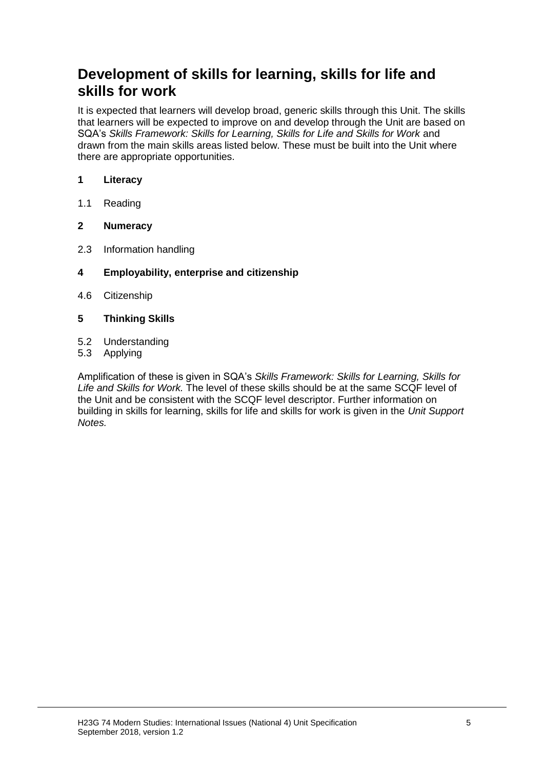## Development of skills for learning, skills for life and skills for work

It is expected that learners will develop broad, generic skills through this Unit. The skills that learners will be expected to improve on and develop through the Unit are based on SQA's *Skills Framework: Skills for Learning, Skills for Life and Skills for Work* and drawn from the main skills areas listed below. These must be built into the Unit where there are appropriate opportunities.

**1 Literacy**

1.1 Reading

**2 Numeracy**

2.3 Information handling

**4 Employability, enterprise and citizenship**

4.6 Citizenship

**5 Thinking Skills**

5.2 Understanding
5.3 Applying

Amplification of these is given in SQA's *Skills Framework: Skills for Learning, Skills for Life and Skills for Work.* The level of these skills should be at the same SCQF level of the Unit and be consistent with the SCQF level descriptor. Further information on building in skills for learning, skills for life and skills for work is given in the *Unit Support Notes.*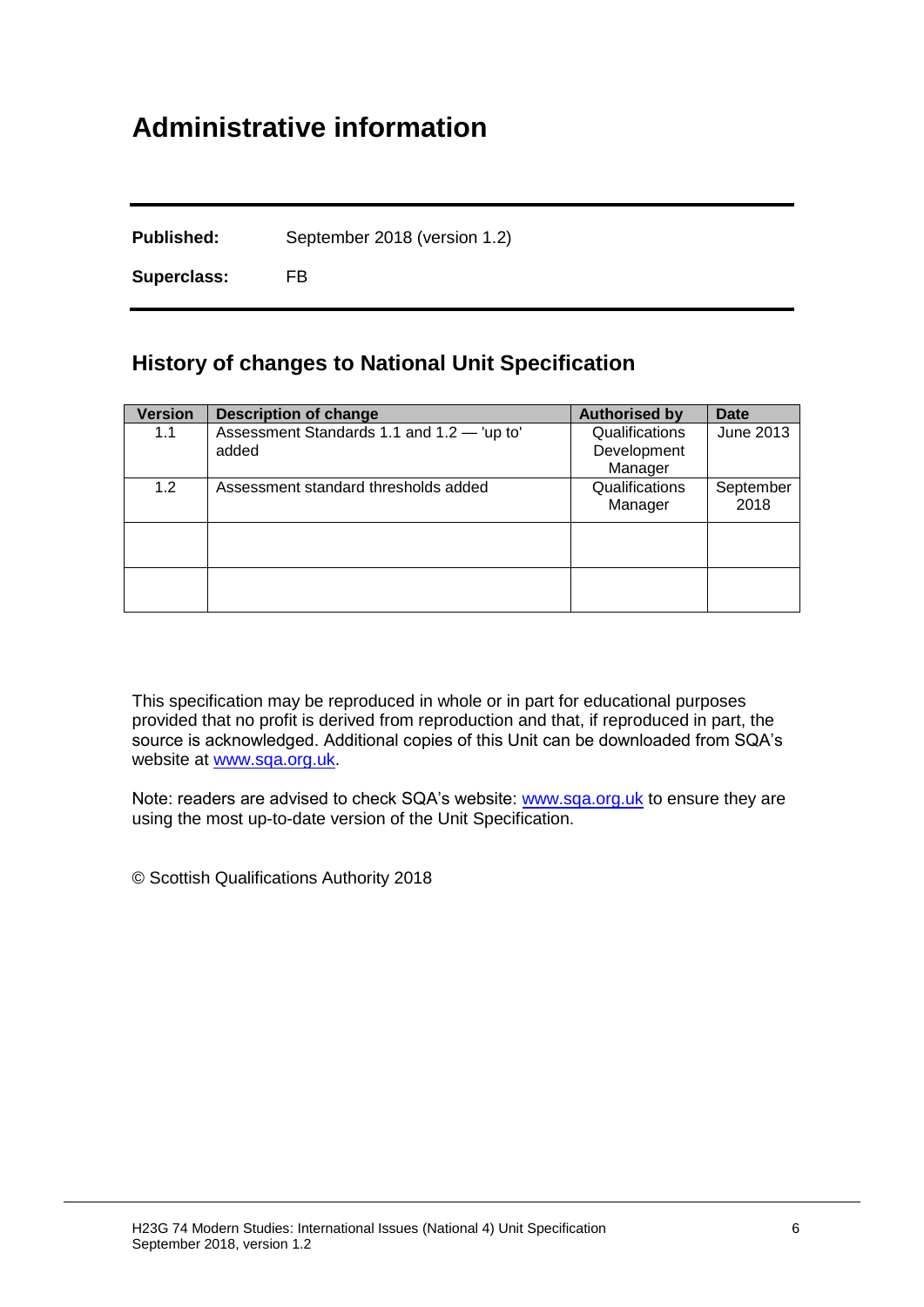# Administrative information

**Published:** September 2018 (version 1.2)

**Superclass:** FB

## History of changes to National Unit Specification

| Version | Description of change | Authorised by | Date |
|---|---|---|---|
| 1.1 | Assessment Standards 1.1 and 1.2 — 'up to' added | Qualifications Development Manager | June 2013 |
| 1.2 | Assessment standard thresholds added | Qualifications Manager | September 2018 |
| | | | |
| | | | |

This specification may be reproduced in whole or in part for educational purposes provided that no profit is derived from reproduction and that, if reproduced in part, the source is acknowledged. Additional copies of this Unit can be downloaded from SQA's website at www.sqa.org.uk.

Note: readers are advised to check SQA's website: www.sqa.org.uk to ensure they are using the most up-to-date version of the Unit Specification.

© Scottish Qualifications Authority 2018